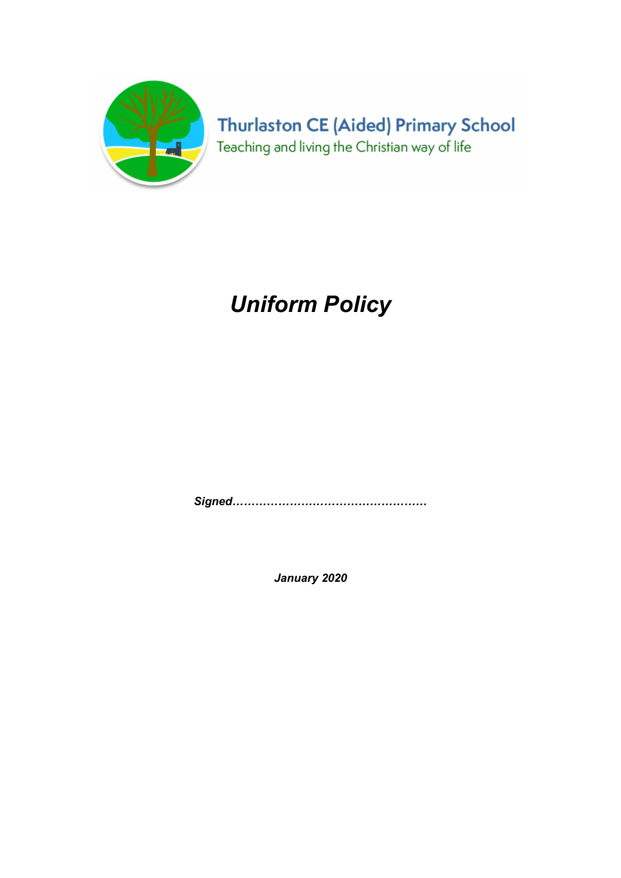Thurlaston CE (Aided) Primary School

Teaching and living the Christian way of life

# *Uniform Policy*

***Signed……………………………………………***

***January 2020***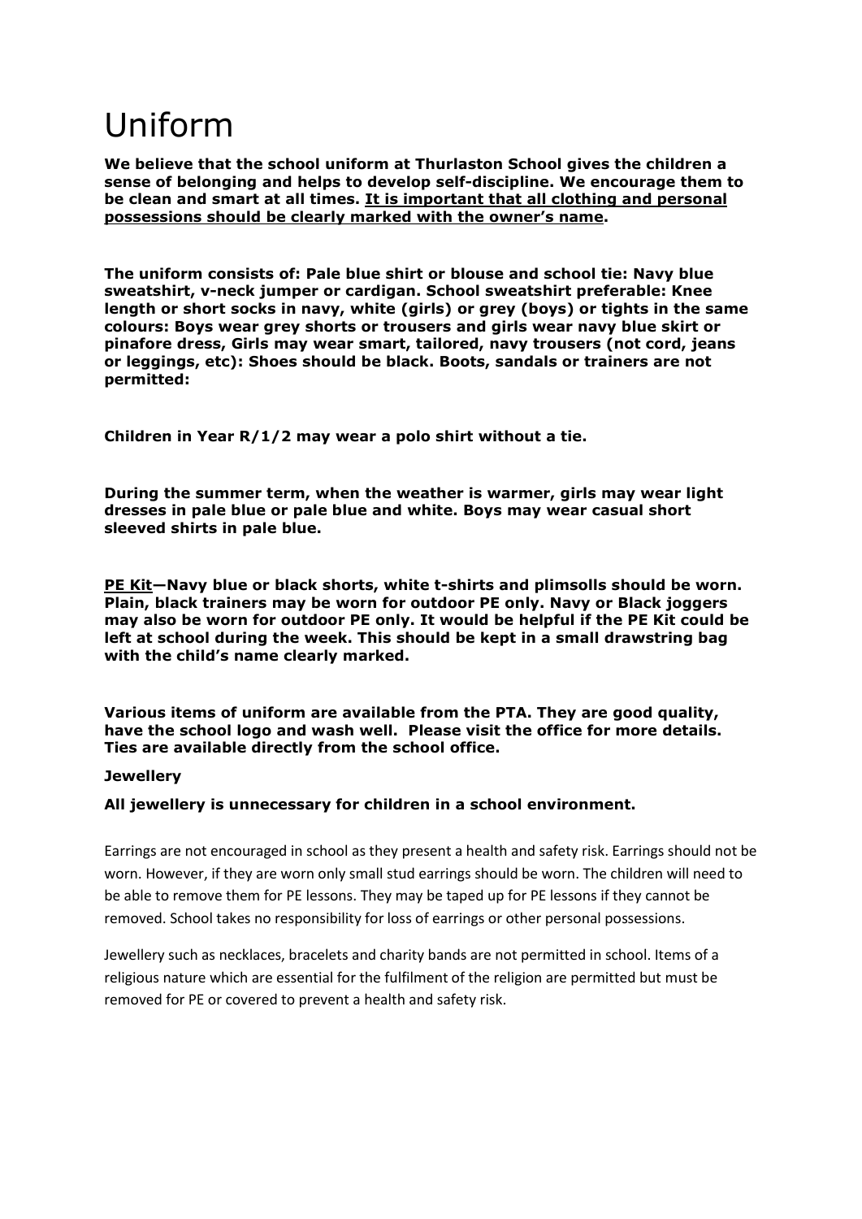# Uniform

**We believe that the school uniform at Thurlaston School gives the children a sense of belonging and helps to develop self-discipline. We encourage them to be clean and smart at all times. <u>It is important that all clothing and personal possessions should be clearly marked with the owner's name</u>.**

**The uniform consists of: Pale blue shirt or blouse and school tie: Navy blue sweatshirt, v-neck jumper or cardigan. School sweatshirt preferable: Knee length or short socks in navy, white (girls) or grey (boys) or tights in the same colours: Boys wear grey shorts or trousers and girls wear navy blue skirt or pinafore dress, Girls may wear smart, tailored, navy trousers (not cord, jeans or leggings, etc): Shoes should be black. Boots, sandals or trainers are not permitted:**

**Children in Year R/1/2 may wear a polo shirt without a tie.**

**During the summer term, when the weather is warmer, girls may wear light dresses in pale blue or pale blue and white. Boys may wear casual short sleeved shirts in pale blue.**

**<u>PE Kit</u>—Navy blue or black shorts, white t-shirts and plimsolls should be worn. Plain, black trainers may be worn for outdoor PE only. Navy or Black joggers may also be worn for outdoor PE only. It would be helpful if the PE Kit could be left at school during the week. This should be kept in a small drawstring bag with the child's name clearly marked.**

**Various items of uniform are available from the PTA. They are good quality, have the school logo and wash well. Please visit the office for more details. Ties are available directly from the school office.**

**Jewellery**

**All jewellery is unnecessary for children in a school environment.**

Earrings are not encouraged in school as they present a health and safety risk. Earrings should not be worn. However, if they are worn only small stud earrings should be worn. The children will need to be able to remove them for PE lessons. They may be taped up for PE lessons if they cannot be removed. School takes no responsibility for loss of earrings or other personal possessions.

Jewellery such as necklaces, bracelets and charity bands are not permitted in school. Items of a religious nature which are essential for the fulfilment of the religion are permitted but must be removed for PE or covered to prevent a health and safety risk.